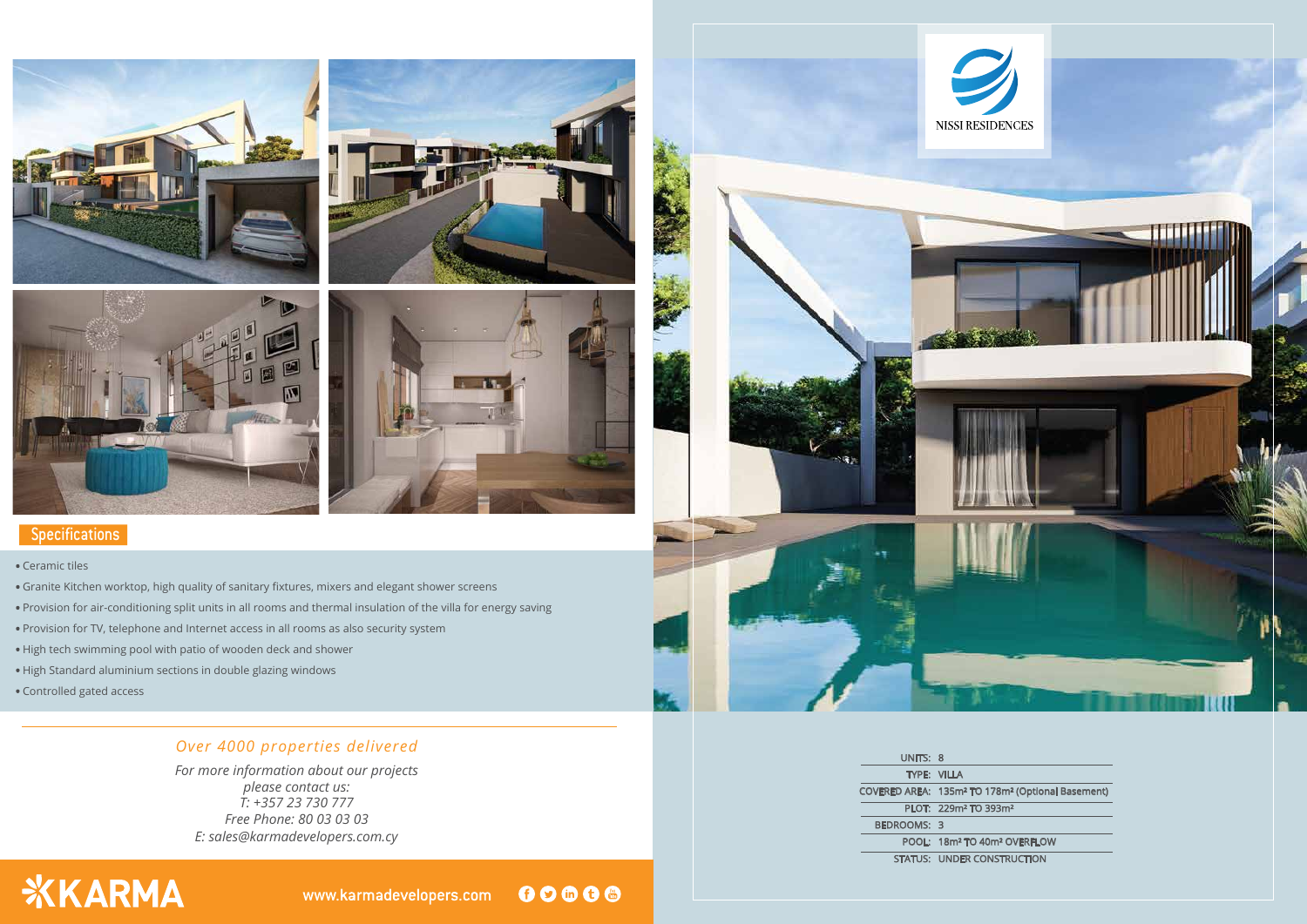NISSI RESIDENCES

## Specifications

- Ceramic tiles
- Granite Kitchen worktop, high quality of sanitary fixtures, mixers and elegant shower screens
- Provision for air-conditioning split units in all rooms and thermal insulation of the villa for energy saving
- Provision for TV, telephone and Internet access in all rooms as also security system
- High tech swimming pool with patio of wooden deck and shower
- High Standard aluminium sections in double glazing windows
- Controlled gated access

| | |
|---|---|
| UNITS: | 8 |
| TYPE: | VILLA |
| COVERED AREA: | 135m² TO 178m² (Optional Basement) |
| PLOT: | 229m² TO 393m² |
| BEDROOMS: | 3 |
| POOL: | 18m² TO 40m² OVERFLOW |
| STATUS: | UNDER CONSTRUCTION |

*Over 4000 properties delivered*

*For more information about our projects please contact us:*
*T: +357 23 730 777*
*Free Phone: 80 03 03 03*
*E: sales@karmadevelopers.com.cy*

KARMA

www.karmadevelopers.com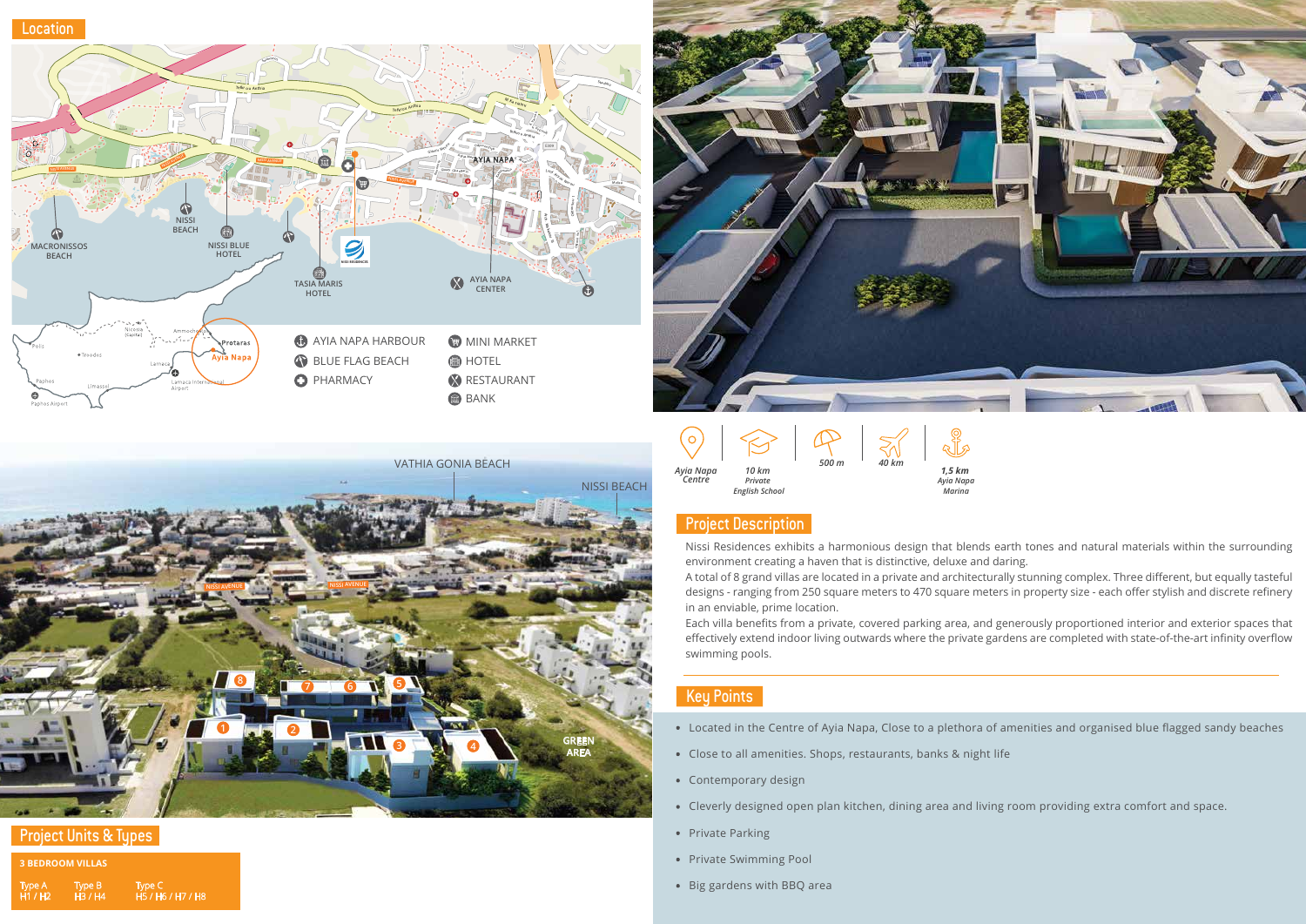## Location

AYIA NAPA HARBOUR
BLUE FLAG BEACH
PHARMACY
MINI MARKET
HOTEL
RESTAURANT
BANK

Ayia Napa Centre
10 km Private English School
500 m
40 km
1,5 km Ayia Napa Marina

## Project Description

Nissi Residences exhibits a harmonious design that blends earth tones and natural materials within the surrounding environment creating a haven that is distinctive, deluxe and daring.

A total of 8 grand villas are located in a private and architecturally stunning complex. Three different, but equally tasteful designs - ranging from 250 square meters to 470 square meters in property size - each offer stylish and discrete refinery in an enviable, prime location.

Each villa benefits from a private, covered parking area, and generously proportioned interior and exterior spaces that effectively extend indoor living outwards where the private gardens are completed with state-of-the-art infinity overflow swimming pools.

## Key Points

- Located in the Centre of Ayia Napa, Close to a plethora of amenities and organised blue flagged sandy beaches
- Close to all amenities. Shops, restaurants, banks & night life
- Contemporary design
- Cleverly designed open plan kitchen, dining area and living room providing extra comfort and space.
- Private Parking
- Private Swimming Pool
- Big gardens with BBQ area

## Project Units & Types

| 3 BEDROOM VILLAS | | |
|---|---|---|
| Type A | Type B | Type C |
| H1 / H2 | H3 / H4 | H5 / H6 / H7 / H8 |